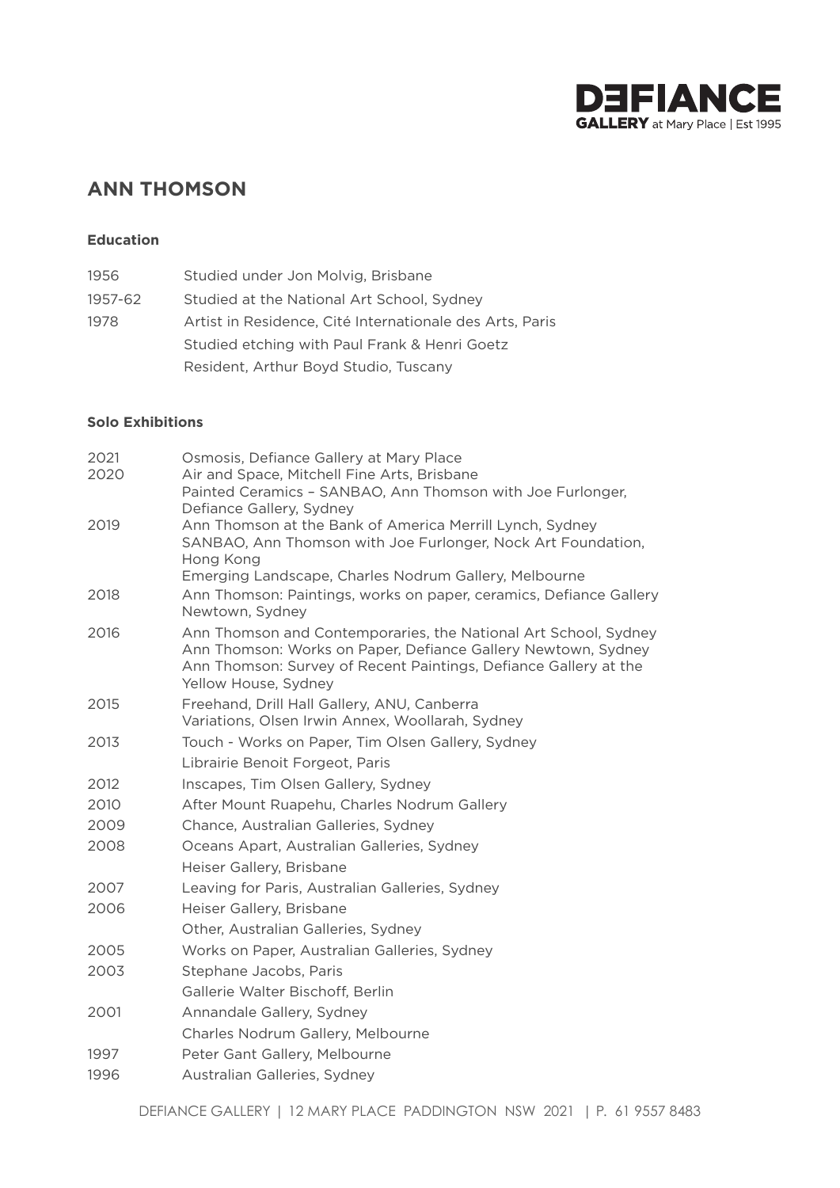# ANN THOMSON

## Education

| | |
|---|---|
| 1956 | Studied under Jon Molvig, Brisbane |
| 1957-62 | Studied at the National Art School, Sydney |
| 1978 | Artist in Residence, Cité Internationale des Arts, Paris |
| | Studied etching with Paul Frank & Henri Goetz |
| | Resident, Arthur Boyd Studio, Tuscany |

## Solo Exhibitions

| | |
|---|---|
| 2021 | Osmosis, Defiance Gallery at Mary Place |
| 2020 | Air and Space, Mitchell Fine Arts, Brisbane |
| | Painted Ceramics – SANBAO, Ann Thomson with Joe Furlonger, Defiance Gallery, Sydney |
| 2019 | Ann Thomson at the Bank of America Merrill Lynch, Sydney |
| | SANBAO, Ann Thomson with Joe Furlonger, Nock Art Foundation, Hong Kong |
| | Emerging Landscape, Charles Nodrum Gallery, Melbourne |
| 2018 | Ann Thomson: Paintings, works on paper, ceramics, Defiance Gallery Newtown, Sydney |
| 2016 | Ann Thomson and Contemporaries, the National Art School, Sydney |
| | Ann Thomson: Works on Paper, Defiance Gallery Newtown, Sydney |
| | Ann Thomson: Survey of Recent Paintings, Defiance Gallery at the Yellow House, Sydney |
| 2015 | Freehand, Drill Hall Gallery, ANU, Canberra |
| | Variations, Olsen Irwin Annex, Woollarah, Sydney |
| 2013 | Touch - Works on Paper, Tim Olsen Gallery, Sydney |
| | Librairie Benoit Forgeot, Paris |
| 2012 | Inscapes, Tim Olsen Gallery, Sydney |
| 2010 | After Mount Ruapehu, Charles Nodrum Gallery |
| 2009 | Chance, Australian Galleries, Sydney |
| 2008 | Oceans Apart, Australian Galleries, Sydney |
| | Heiser Gallery, Brisbane |
| 2007 | Leaving for Paris, Australian Galleries, Sydney |
| 2006 | Heiser Gallery, Brisbane |
| | Other, Australian Galleries, Sydney |
| 2005 | Works on Paper, Australian Galleries, Sydney |
| 2003 | Stephane Jacobs, Paris |
| | Gallerie Walter Bischoff, Berlin |
| 2001 | Annandale Gallery, Sydney |
| | Charles Nodrum Gallery, Melbourne |
| 1997 | Peter Gant Gallery, Melbourne |
| 1996 | Australian Galleries, Sydney |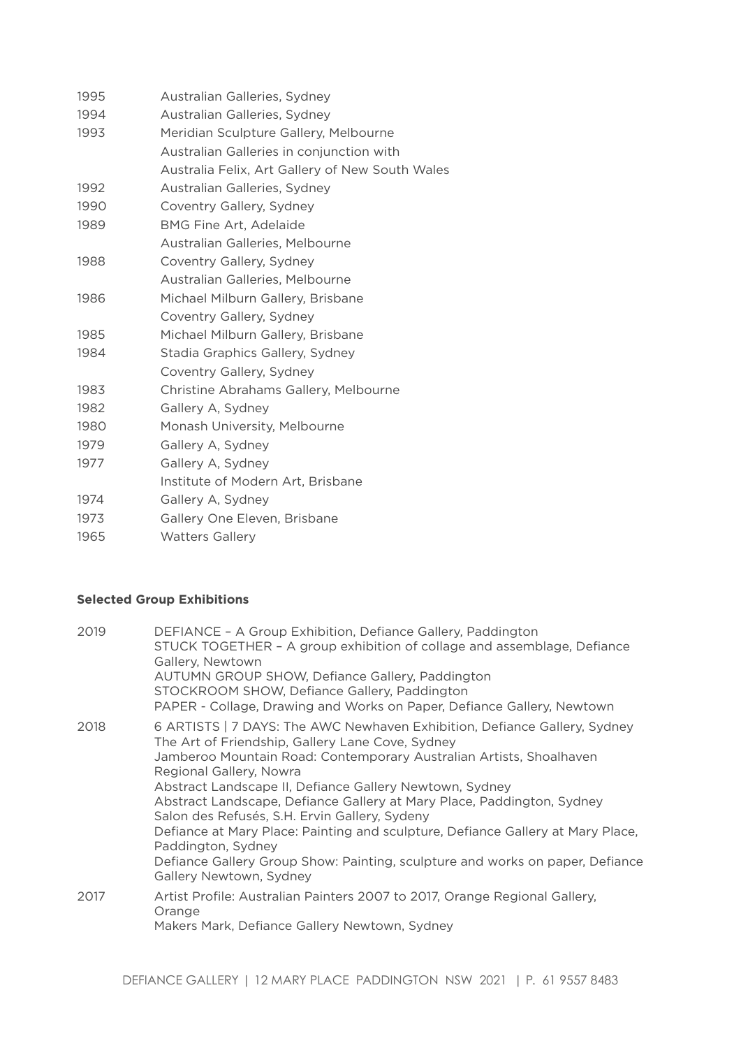| | |
|---|---|
| 1995 | Australian Galleries, Sydney |
| 1994 | Australian Galleries, Sydney |
| 1993 | Meridian Sculpture Gallery, Melbourne |
| | Australian Galleries in conjunction with |
| | Australia Felix, Art Gallery of New South Wales |
| 1992 | Australian Galleries, Sydney |
| 1990 | Coventry Gallery, Sydney |
| 1989 | BMG Fine Art, Adelaide |
| | Australian Galleries, Melbourne |
| 1988 | Coventry Gallery, Sydney |
| | Australian Galleries, Melbourne |
| 1986 | Michael Milburn Gallery, Brisbane |
| | Coventry Gallery, Sydney |
| 1985 | Michael Milburn Gallery, Brisbane |
| 1984 | Stadia Graphics Gallery, Sydney |
| | Coventry Gallery, Sydney |
| 1983 | Christine Abrahams Gallery, Melbourne |
| 1982 | Gallery A, Sydney |
| 1980 | Monash University, Melbourne |
| 1979 | Gallery A, Sydney |
| 1977 | Gallery A, Sydney |
| | Institute of Modern Art, Brisbane |
| 1974 | Gallery A, Sydney |
| 1973 | Gallery One Eleven, Brisbane |
| 1965 | Watters Gallery |

**Selected Group Exhibitions**

| | |
|---|---|
| 2019 | DEFIANCE – A Group Exhibition, Defiance Gallery, Paddington<br>STUCK TOGETHER – A group exhibition of collage and assemblage, Defiance Gallery, Newtown<br>AUTUMN GROUP SHOW, Defiance Gallery, Paddington<br>STOCKROOM SHOW, Defiance Gallery, Paddington<br>PAPER - Collage, Drawing and Works on Paper, Defiance Gallery, Newtown |
| 2018 | 6 ARTISTS \| 7 DAYS: The AWC Newhaven Exhibition, Defiance Gallery, Sydney<br>The Art of Friendship, Gallery Lane Cove, Sydney<br>Jamberoo Mountain Road: Contemporary Australian Artists, Shoalhaven Regional Gallery, Nowra<br>Abstract Landscape II, Defiance Gallery Newtown, Sydney<br>Abstract Landscape, Defiance Gallery at Mary Place, Paddington, Sydney<br>Salon des Refusés, S.H. Ervin Gallery, Sydeny<br>Defiance at Mary Place: Painting and sculpture, Defiance Gallery at Mary Place, Paddington, Sydney<br>Defiance Gallery Group Show: Painting, sculpture and works on paper, Defiance Gallery Newtown, Sydney |
| 2017 | Artist Profile: Australian Painters 2007 to 2017, Orange Regional Gallery, Orange<br>Makers Mark, Defiance Gallery Newtown, Sydney |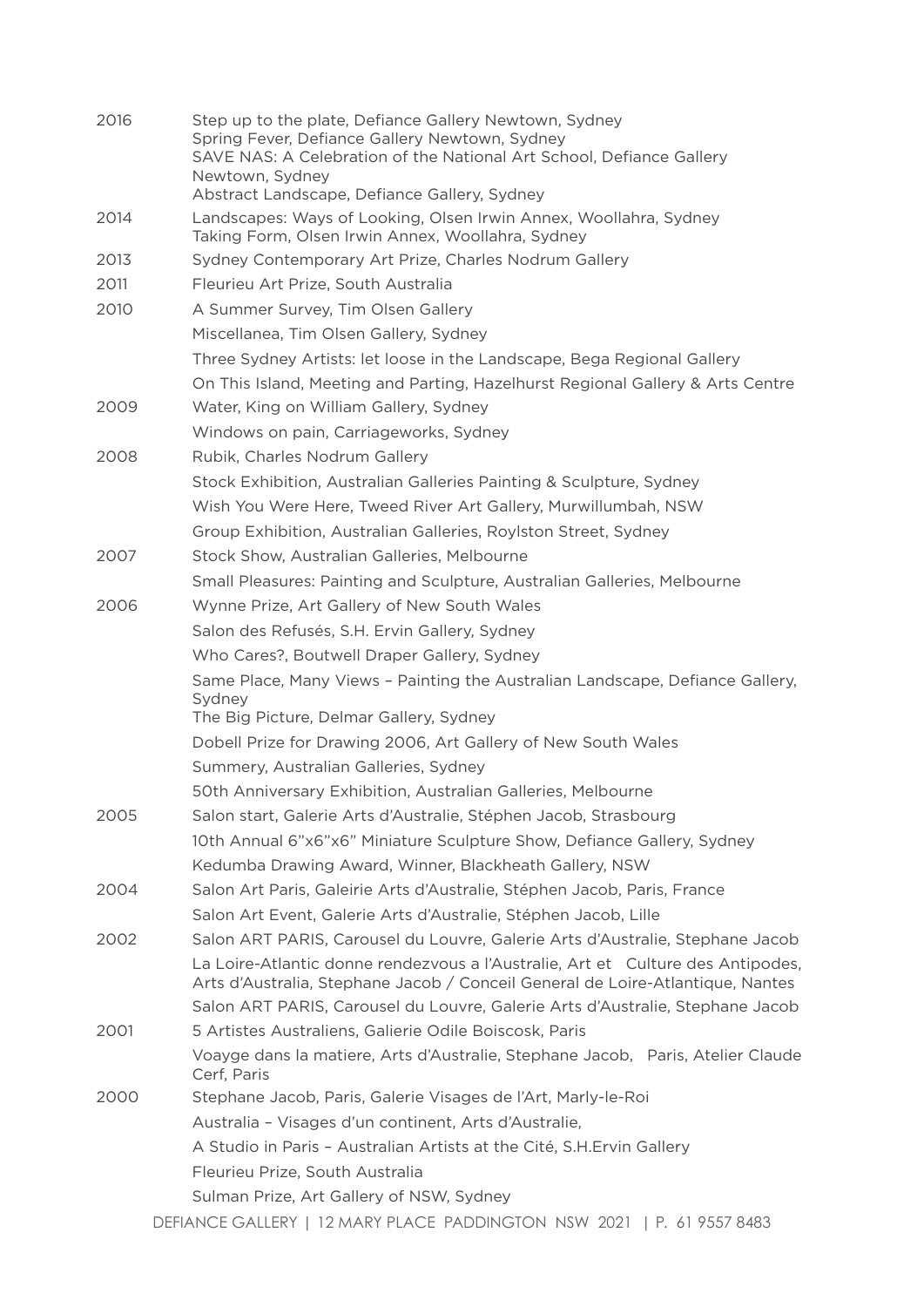| | |
|---|---|
| 2016 | Step up to the plate, Defiance Gallery Newtown, Sydney |
| | Spring Fever, Defiance Gallery Newtown, Sydney |
| | SAVE NAS: A Celebration of the National Art School, Defiance Gallery Newtown, Sydney |
| | Abstract Landscape, Defiance Gallery, Sydney |
| 2014 | Landscapes: Ways of Looking, Olsen Irwin Annex, Woollahra, Sydney |
| | Taking Form, Olsen Irwin Annex, Woollahra, Sydney |
| 2013 | Sydney Contemporary Art Prize, Charles Nodrum Gallery |
| 2011 | Fleurieu Art Prize, South Australia |
| 2010 | A Summer Survey, Tim Olsen Gallery |
| | Miscellanea, Tim Olsen Gallery, Sydney |
| | Three Sydney Artists: let loose in the Landscape, Bega Regional Gallery |
| | On This Island, Meeting and Parting, Hazelhurst Regional Gallery & Arts Centre |
| 2009 | Water, King on William Gallery, Sydney |
| | Windows on pain, Carriageworks, Sydney |
| 2008 | Rubik, Charles Nodrum Gallery |
| | Stock Exhibition, Australian Galleries Painting & Sculpture, Sydney |
| | Wish You Were Here, Tweed River Art Gallery, Murwillumbah, NSW |
| | Group Exhibition, Australian Galleries, Roylston Street, Sydney |
| 2007 | Stock Show, Australian Galleries, Melbourne |
| | Small Pleasures: Painting and Sculpture, Australian Galleries, Melbourne |
| 2006 | Wynne Prize, Art Gallery of New South Wales |
| | Salon des Refusés, S.H. Ervin Gallery, Sydney |
| | Who Cares?, Boutwell Draper Gallery, Sydney |
| | Same Place, Many Views – Painting the Australian Landscape, Defiance Gallery, Sydney |
| | The Big Picture, Delmar Gallery, Sydney |
| | Dobell Prize for Drawing 2006, Art Gallery of New South Wales |
| | Summery, Australian Galleries, Sydney |
| | 50th Anniversary Exhibition, Australian Galleries, Melbourne |
| 2005 | Salon start, Galerie Arts d'Australie, Stéphen Jacob, Strasbourg |
| | 10th Annual 6"x6"x6" Miniature Sculpture Show, Defiance Gallery, Sydney |
| | Kedumba Drawing Award, Winner, Blackheath Gallery, NSW |
| 2004 | Salon Art Paris, Galeirie Arts d'Australie, Stéphen Jacob, Paris, France |
| | Salon Art Event, Galerie Arts d'Australie, Stéphen Jacob, Lille |
| 2002 | Salon ART PARIS, Carousel du Louvre, Galerie Arts d'Australie, Stephane Jacob |
| | La Loire-Atlantic donne rendezvous a l'Australie, Art et Culture des Antipodes, Arts d'Australia, Stephane Jacob / Conceil General de Loire-Atlantique, Nantes |
| | Salon ART PARIS, Carousel du Louvre, Galerie Arts d'Australie, Stephane Jacob |
| 2001 | 5 Artistes Australiens, Galierie Odile Boiscosk, Paris |
| | Voayge dans la matiere, Arts d'Australie, Stephane Jacob, Paris, Atelier Claude Cerf, Paris |
| 2000 | Stephane Jacob, Paris, Galerie Visages de l'Art, Marly-le-Roi |
| | Australia – Visages d'un continent, Arts d'Australie, |
| | A Studio in Paris – Australian Artists at the Cité, S.H.Ervin Gallery |
| | Fleurieu Prize, South Australia |
| | Sulman Prize, Art Gallery of NSW, Sydney |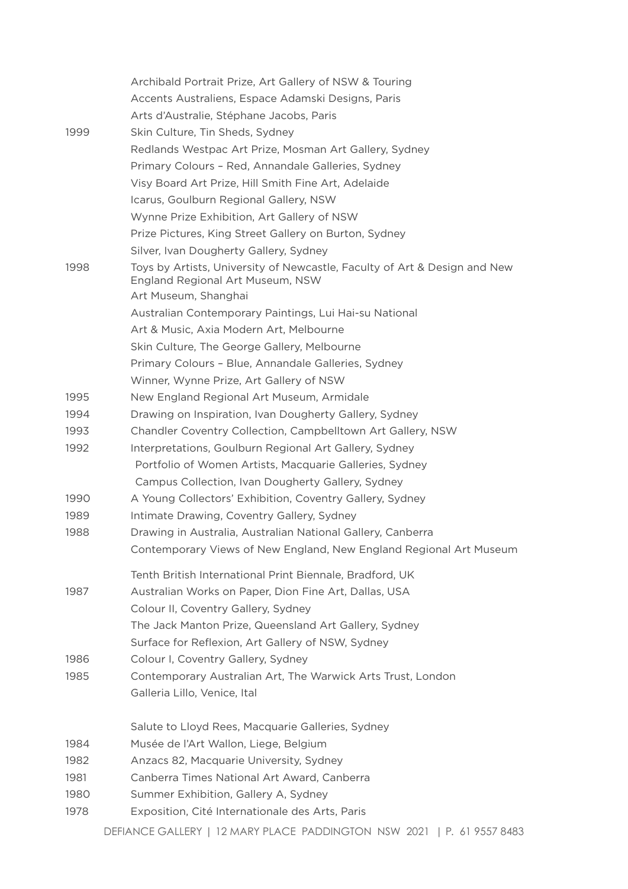| | |
|---|---|
| | Archibald Portrait Prize, Art Gallery of NSW & Touring |
| | Accents Australiens, Espace Adamski Designs, Paris |
| | Arts d'Australie, Stéphane Jacobs, Paris |
| 1999 | Skin Culture, Tin Sheds, Sydney |
| | Redlands Westpac Art Prize, Mosman Art Gallery, Sydney |
| | Primary Colours – Red, Annandale Galleries, Sydney |
| | Visy Board Art Prize, Hill Smith Fine Art, Adelaide |
| | Icarus, Goulburn Regional Gallery, NSW |
| | Wynne Prize Exhibition, Art Gallery of NSW |
| | Prize Pictures, King Street Gallery on Burton, Sydney |
| | Silver, Ivan Dougherty Gallery, Sydney |
| 1998 | Toys by Artists, University of Newcastle, Faculty of Art & Design and New England Regional Art Museum, NSW |
| | Art Museum, Shanghai |
| | Australian Contemporary Paintings, Lui Hai-su National |
| | Art & Music, Axia Modern Art, Melbourne |
| | Skin Culture, The George Gallery, Melbourne |
| | Primary Colours – Blue, Annandale Galleries, Sydney |
| | Winner, Wynne Prize, Art Gallery of NSW |
| 1995 | New England Regional Art Museum, Armidale |
| 1994 | Drawing on Inspiration, Ivan Dougherty Gallery, Sydney |
| 1993 | Chandler Coventry Collection, Campbelltown Art Gallery, NSW |
| 1992 | Interpretations, Goulburn Regional Art Gallery, Sydney |
| | Portfolio of Women Artists, Macquarie Galleries, Sydney |
| | Campus Collection, Ivan Dougherty Gallery, Sydney |
| 1990 | A Young Collectors' Exhibition, Coventry Gallery, Sydney |
| 1989 | Intimate Drawing, Coventry Gallery, Sydney |
| 1988 | Drawing in Australia, Australian National Gallery, Canberra |
| | Contemporary Views of New England, New England Regional Art Museum |
| | Tenth British International Print Biennale, Bradford, UK |
| 1987 | Australian Works on Paper, Dion Fine Art, Dallas, USA |
| | Colour II, Coventry Gallery, Sydney |
| | The Jack Manton Prize, Queensland Art Gallery, Sydney |
| | Surface for Reflexion, Art Gallery of NSW, Sydney |
| 1986 | Colour I, Coventry Gallery, Sydney |
| 1985 | Contemporary Australian Art, The Warwick Arts Trust, London |
| | Galleria Lillo, Venice, Ital |
| | Salute to Lloyd Rees, Macquarie Galleries, Sydney |
| 1984 | Musée de l'Art Wallon, Liege, Belgium |
| 1982 | Anzacs 82, Macquarie University, Sydney |
| 1981 | Canberra Times National Art Award, Canberra |
| 1980 | Summer Exhibition, Gallery A, Sydney |
| 1978 | Exposition, Cité Internationale des Arts, Paris |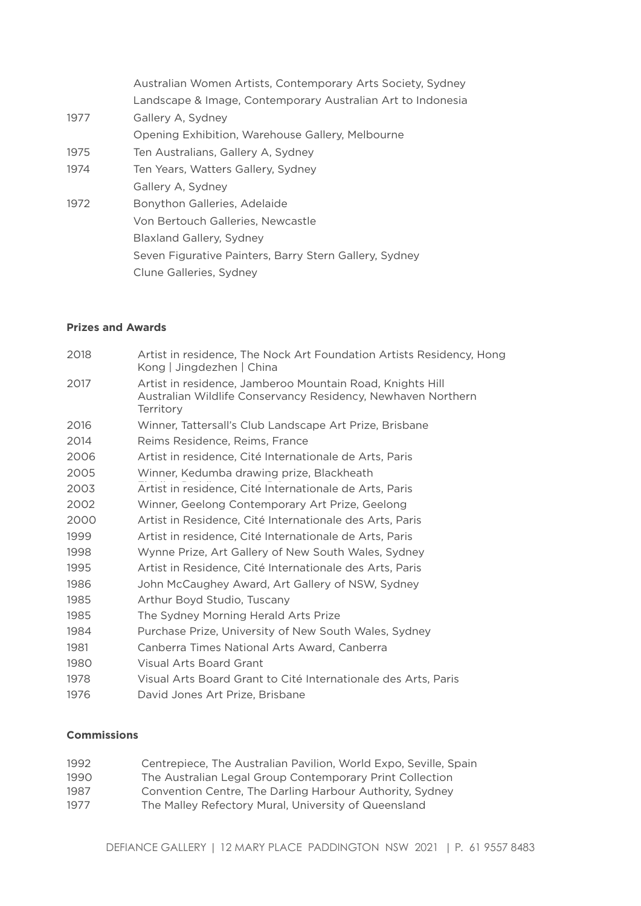| | |
|---|---|
| | Australian Women Artists, Contemporary Arts Society, Sydney |
| | Landscape & Image, Contemporary Australian Art to Indonesia |
| 1977 | Gallery A, Sydney |
| | Opening Exhibition, Warehouse Gallery, Melbourne |
| 1975 | Ten Australians, Gallery A, Sydney |
| 1974 | Ten Years, Watters Gallery, Sydney |
| | Gallery A, Sydney |
| 1972 | Bonython Galleries, Adelaide |
| | Von Bertouch Galleries, Newcastle |
| | Blaxland Gallery, Sydney |
| | Seven Figurative Painters, Barry Stern Gallery, Sydney |
| | Clune Galleries, Sydney |

**Prizes and Awards**

| | |
|---|---|
| 2018 | Artist in residence, The Nock Art Foundation Artists Residency, Hong Kong \| Jingdezhen \| China |
| 2017 | Artist in residence, Jamberoo Mountain Road, Knights Hill Australian Wildlife Conservancy Residency, Newhaven Northern Territory |
| 2016 | Winner, Tattersall's Club Landscape Art Prize, Brisbane |
| 2014 | Reims Residence, Reims, France |
| 2006 | Artist in residence, Cité Internationale de Arts, Paris |
| 2005 | Winner, Kedumba drawing prize, Blackheath |
| 2003 | Artist in residence, Cité Internationale de Arts, Paris |
| 2002 | Winner, Geelong Contemporary Art Prize, Geelong |
| 2000 | Artist in Residence, Cité Internationale des Arts, Paris |
| 1999 | Artist in residence, Cité Internationale de Arts, Paris |
| 1998 | Wynne Prize, Art Gallery of New South Wales, Sydney |
| 1995 | Artist in Residence, Cité Internationale des Arts, Paris |
| 1986 | John McCaughey Award, Art Gallery of NSW, Sydney |
| 1985 | Arthur Boyd Studio, Tuscany |
| 1985 | The Sydney Morning Herald Arts Prize |
| 1984 | Purchase Prize, University of New South Wales, Sydney |
| 1981 | Canberra Times National Arts Award, Canberra |
| 1980 | Visual Arts Board Grant |
| 1978 | Visual Arts Board Grant to Cité Internationale des Arts, Paris |
| 1976 | David Jones Art Prize, Brisbane |

**Commissions**

| | |
|---|---|
| 1992 | Centrepiece, The Australian Pavilion, World Expo, Seville, Spain |
| 1990 | The Australian Legal Group Contemporary Print Collection |
| 1987 | Convention Centre, The Darling Harbour Authority, Sydney |
| 1977 | The Malley Refectory Mural, University of Queensland |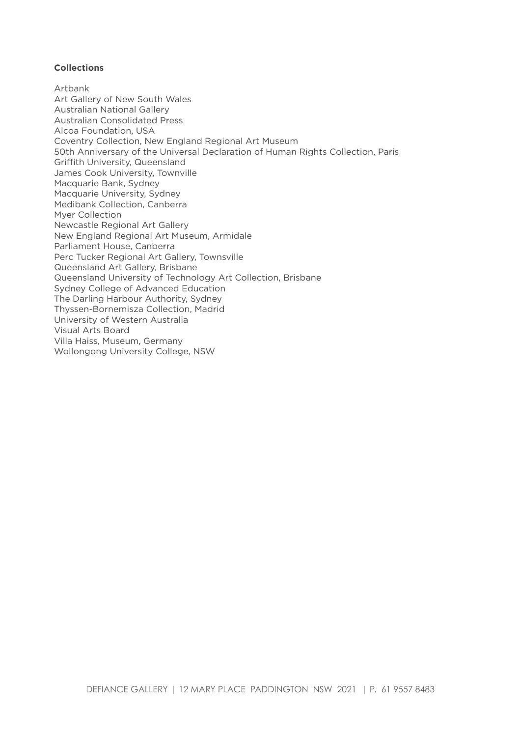**Collections**

Artbank
Art Gallery of New South Wales
Australian National Gallery
Australian Consolidated Press
Alcoa Foundation, USA
Coventry Collection, New England Regional Art Museum
50th Anniversary of the Universal Declaration of Human Rights Collection, Paris
Griffith University, Queensland
James Cook University, Townville
Macquarie Bank, Sydney
Macquarie University, Sydney
Medibank Collection, Canberra
Myer Collection
Newcastle Regional Art Gallery
New England Regional Art Museum, Armidale
Parliament House, Canberra
Perc Tucker Regional Art Gallery, Townsville
Queensland Art Gallery, Brisbane
Queensland University of Technology Art Collection, Brisbane
Sydney College of Advanced Education
The Darling Harbour Authority, Sydney
Thyssen-Bornemisza Collection, Madrid
University of Western Australia
Visual Arts Board
Villa Haiss, Museum, Germany
Wollongong University College, NSW